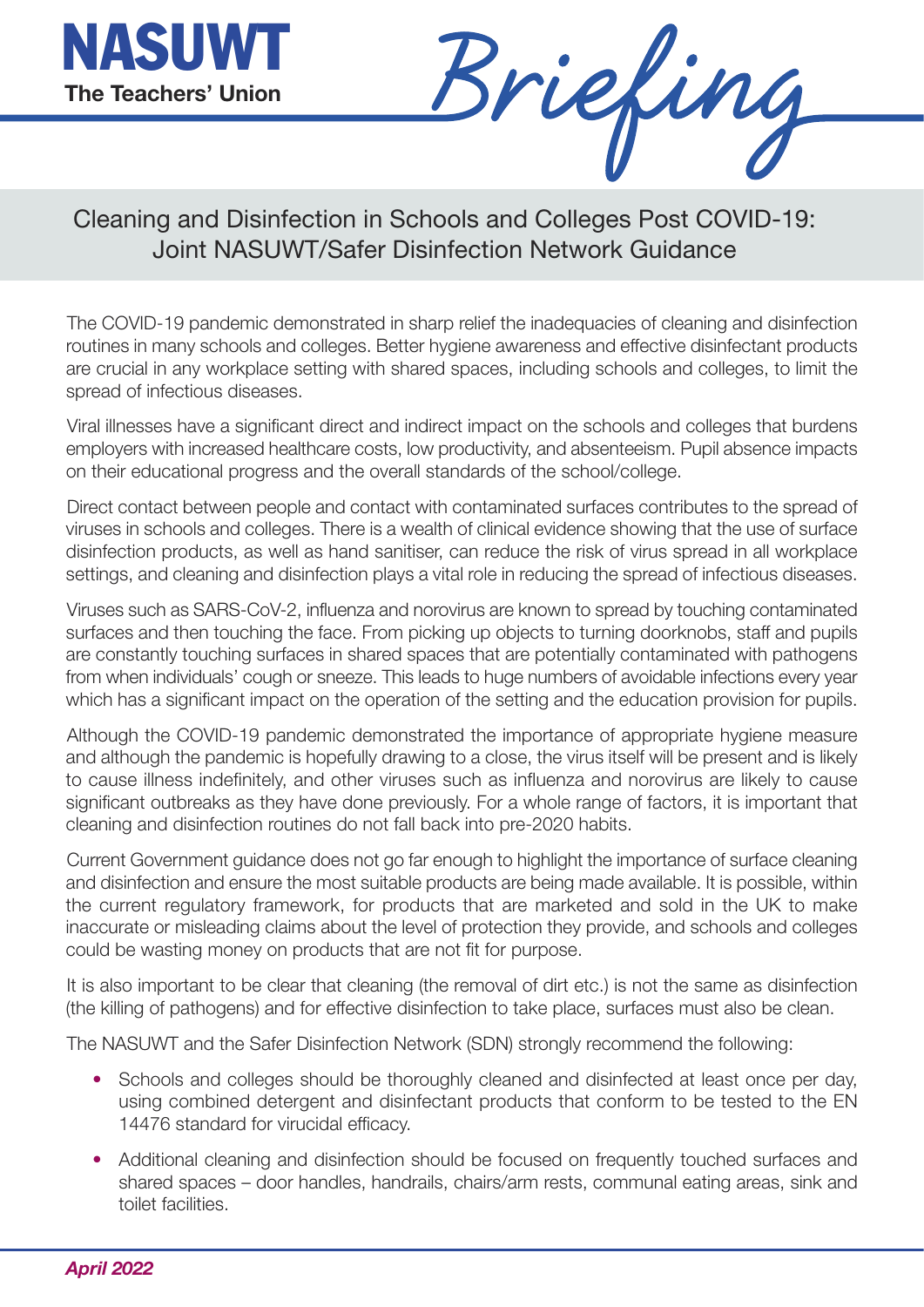**NASUWT**
**The Teachers' Union**

*Briefing*

# Cleaning and Disinfection in Schools and Colleges Post COVID-19: Joint NASUWT/Safer Disinfection Network Guidance

The COVID-19 pandemic demonstrated in sharp relief the inadequacies of cleaning and disinfection routines in many schools and colleges. Better hygiene awareness and effective disinfectant products are crucial in any workplace setting with shared spaces, including schools and colleges, to limit the spread of infectious diseases.

Viral illnesses have a significant direct and indirect impact on the schools and colleges that burdens employers with increased healthcare costs, low productivity, and absenteeism. Pupil absence impacts on their educational progress and the overall standards of the school/college.

Direct contact between people and contact with contaminated surfaces contributes to the spread of viruses in schools and colleges. There is a wealth of clinical evidence showing that the use of surface disinfection products, as well as hand sanitiser, can reduce the risk of virus spread in all workplace settings, and cleaning and disinfection plays a vital role in reducing the spread of infectious diseases.

Viruses such as SARS-CoV-2, influenza and norovirus are known to spread by touching contaminated surfaces and then touching the face. From picking up objects to turning doorknobs, staff and pupils are constantly touching surfaces in shared spaces that are potentially contaminated with pathogens from when individuals' cough or sneeze. This leads to huge numbers of avoidable infections every year which has a significant impact on the operation of the setting and the education provision for pupils.

Although the COVID-19 pandemic demonstrated the importance of appropriate hygiene measure and although the pandemic is hopefully drawing to a close, the virus itself will be present and is likely to cause illness indefinitely, and other viruses such as influenza and norovirus are likely to cause significant outbreaks as they have done previously. For a whole range of factors, it is important that cleaning and disinfection routines do not fall back into pre-2020 habits.

Current Government guidance does not go far enough to highlight the importance of surface cleaning and disinfection and ensure the most suitable products are being made available. It is possible, within the current regulatory framework, for products that are marketed and sold in the UK to make inaccurate or misleading claims about the level of protection they provide, and schools and colleges could be wasting money on products that are not fit for purpose.

It is also important to be clear that cleaning (the removal of dirt etc.) is not the same as disinfection (the killing of pathogens) and for effective disinfection to take place, surfaces must also be clean.

The NASUWT and the Safer Disinfection Network (SDN) strongly recommend the following:

- Schools and colleges should be thoroughly cleaned and disinfected at least once per day, using combined detergent and disinfectant products that conform to be tested to the EN 14476 standard for virucidal efficacy.
- Additional cleaning and disinfection should be focused on frequently touched surfaces and shared spaces – door handles, handrails, chairs/arm rests, communal eating areas, sink and toilet facilities.

*April 2022*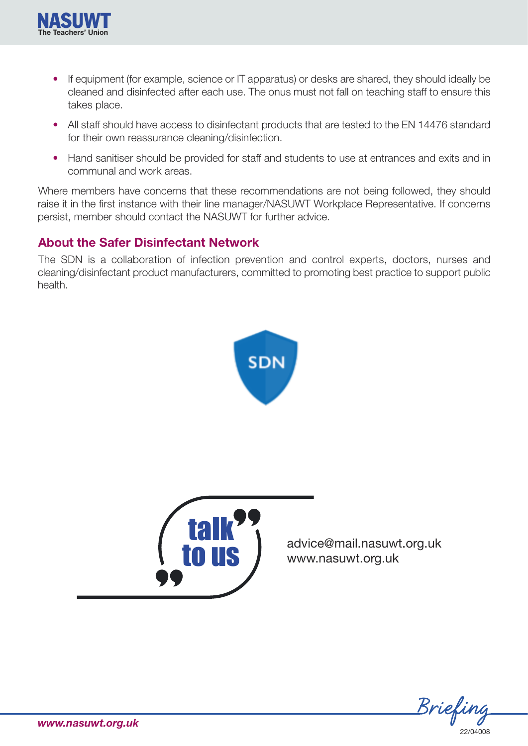- If equipment (for example, science or IT apparatus) or desks are shared, they should ideally be cleaned and disinfected after each use. The onus must not fall on teaching staff to ensure this takes place.
- All staff should have access to disinfectant products that are tested to the EN 14476 standard for their own reassurance cleaning/disinfection.
- Hand sanitiser should be provided for staff and students to use at entrances and exits and in communal and work areas.

Where members have concerns that these recommendations are not being followed, they should raise it in the first instance with their line manager/NASUWT Workplace Representative. If concerns persist, member should contact the NASUWT for further advice.

## About the Safer Disinfectant Network

The SDN is a collaboration of infection prevention and control experts, doctors, nurses and cleaning/disinfectant product manufacturers, committed to promoting best practice to support public health.

SDN

talk to us

advice@mail.nasuwt.org.uk
www.nasuwt.org.uk

Briefing 22/04008